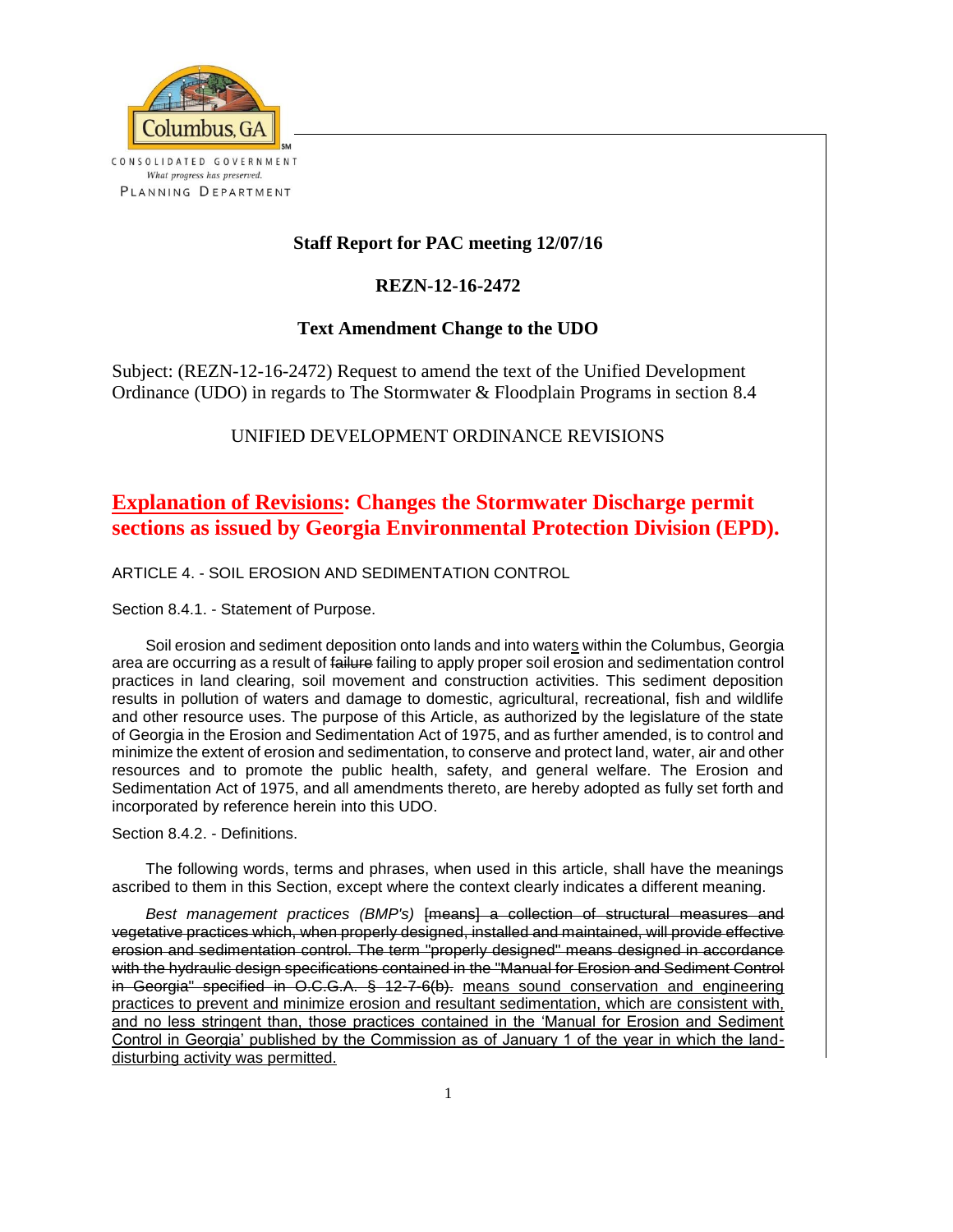Columbus, GA

CONSOLIDATED GOVERNMENT
*What progress has preserved.*
PLANNING DEPARTMENT

**Staff Report for PAC meeting 12/07/16**

**REZN-12-16-2472**

**Text Amendment Change to the UDO**

Subject: (REZN-12-16-2472) Request to amend the text of the Unified Development Ordinance (UDO) in regards to The Stormwater & Floodplain Programs in section 8.4

UNIFIED DEVELOPMENT ORDINANCE REVISIONS

## <u>Explanation of Revisions</u>: Changes the Stormwater Discharge permit sections as issued by Georgia Environmental Protection Division (EPD).

ARTICLE 4. - SOIL EROSION AND SEDIMENTATION CONTROL

Section 8.4.1. - Statement of Purpose.

Soil erosion and sediment deposition onto lands and into water<u>s</u> within the Columbus, Georgia area are occurring as a result of ~~failure~~ failing to apply proper soil erosion and sedimentation control practices in land clearing, soil movement and construction activities. This sediment deposition results in pollution of waters and damage to domestic, agricultural, recreational, fish and wildlife and other resource uses. The purpose of this Article, as authorized by the legislature of the state of Georgia in the Erosion and Sedimentation Act of 1975, and as further amended, is to control and minimize the extent of erosion and sedimentation, to conserve and protect land, water, air and other resources and to promote the public health, safety, and general welfare. The Erosion and Sedimentation Act of 1975, and all amendments thereto, are hereby adopted as fully set forth and incorporated by reference herein into this UDO.

Section 8.4.2. - Definitions.

The following words, terms and phrases, when used in this article, shall have the meanings ascribed to them in this Section, except where the context clearly indicates a different meaning.

*Best management practices (BMP's)* ~~[means] a collection of structural measures and vegetative practices which, when properly designed, installed and maintained, will provide effective erosion and sedimentation control. The term "properly designed" means designed in accordance with the hydraulic design specifications contained in the "Manual for Erosion and Sediment Control in Georgia" specified in O.C.G.A. § 12-7-6(b).~~ <u>means sound conservation and engineering practices to prevent and minimize erosion and resultant sedimentation, which are consistent with, and no less stringent than, those practices contained in the 'Manual for Erosion and Sediment Control in Georgia' published by the Commission as of January 1 of the year in which the land-disturbing activity was permitted.</u>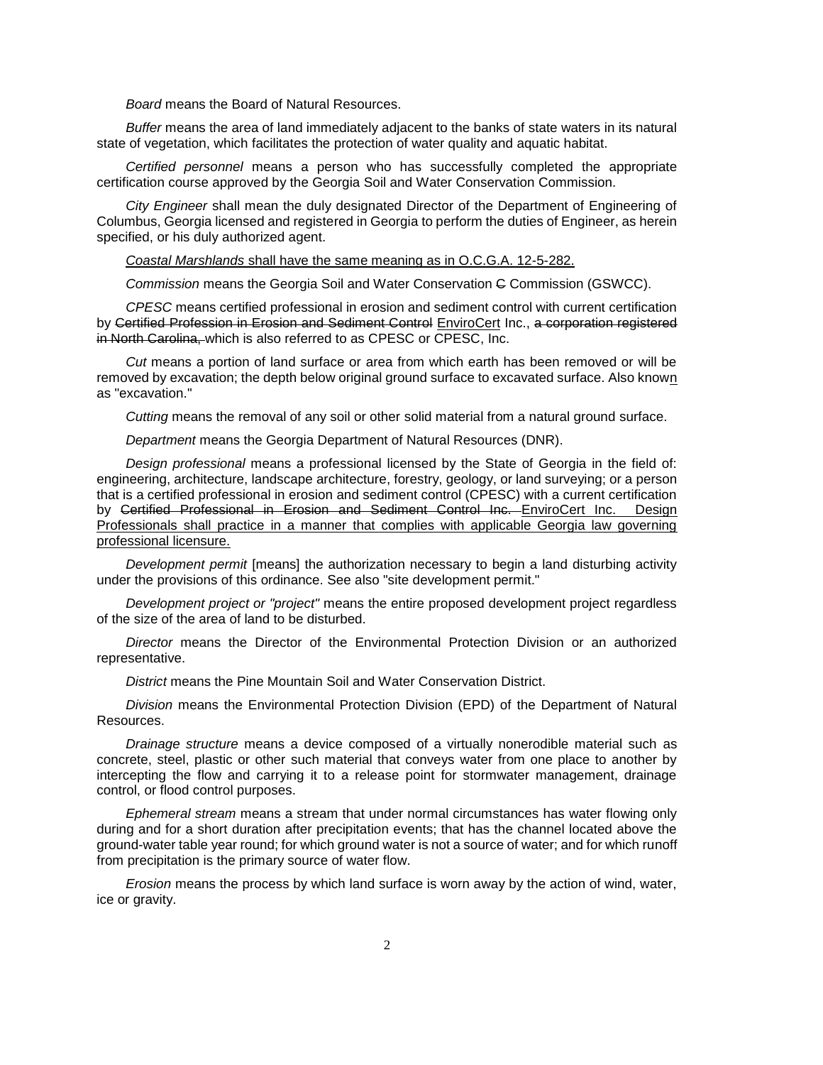*Board* means the Board of Natural Resources.

*Buffer* means the area of land immediately adjacent to the banks of state waters in its natural state of vegetation, which facilitates the protection of water quality and aquatic habitat.

*Certified personnel* means a person who has successfully completed the appropriate certification course approved by the Georgia Soil and Water Conservation Commission.

*City Engineer* shall mean the duly designated Director of the Department of Engineering of Columbus, Georgia licensed and registered in Georgia to perform the duties of Engineer, as herein specified, or his duly authorized agent.

<u>*Coastal Marshlands* shall have the same meaning as in O.C.G.A. 12-5-282.</u>

*Commission* means the Georgia Soil and Water Conservation ~~C~~ Commission (GSWCC).

*CPESC* means certified professional in erosion and sediment control with current certification by ~~Certified Profession in Erosion and Sediment Control~~ <u>EnviroCert</u> Inc., ~~a corporation registered in North Carolina,~~ which is also referred to as CPESC or CPESC, Inc.

*Cut* means a portion of land surface or area from which earth has been removed or will be removed by excavation; the depth below original ground surface to excavated surface. Also know<u>n</u> as "excavation."

*Cutting* means the removal of any soil or other solid material from a natural ground surface.

*Department* means the Georgia Department of Natural Resources (DNR).

*Design professional* means a professional licensed by the State of Georgia in the field of: engineering, architecture, landscape architecture, forestry, geology, or land surveying; or a person that is a certified professional in erosion and sediment control (CPESC) with a current certification by ~~Certified Professional in Erosion and Sediment Control Inc.~~ <u>EnviroCert Inc. Design Professionals shall practice in a manner that complies with applicable Georgia law governing professional licensure.</u>

*Development permit* [means] the authorization necessary to begin a land disturbing activity under the provisions of this ordinance. See also "site development permit."

*Development project or "project"* means the entire proposed development project regardless of the size of the area of land to be disturbed.

*Director* means the Director of the Environmental Protection Division or an authorized representative.

*District* means the Pine Mountain Soil and Water Conservation District.

*Division* means the Environmental Protection Division (EPD) of the Department of Natural Resources.

*Drainage structure* means a device composed of a virtually nonerodible material such as concrete, steel, plastic or other such material that conveys water from one place to another by intercepting the flow and carrying it to a release point for stormwater management, drainage control, or flood control purposes.

*Ephemeral stream* means a stream that under normal circumstances has water flowing only during and for a short duration after precipitation events; that has the channel located above the ground-water table year round; for which ground water is not a source of water; and for which runoff from precipitation is the primary source of water flow.

*Erosion* means the process by which land surface is worn away by the action of wind, water, ice or gravity.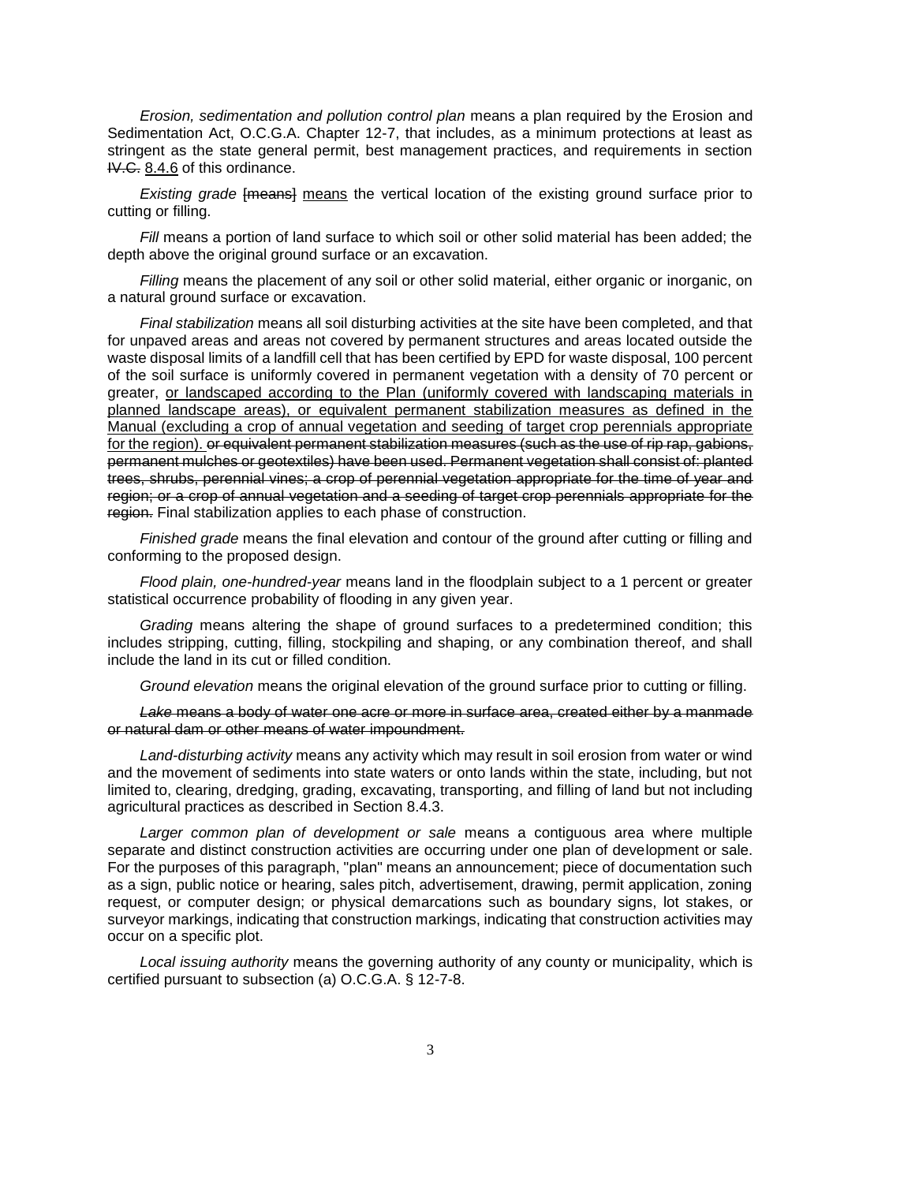*Erosion, sedimentation and pollution control plan* means a plan required by the Erosion and Sedimentation Act, O.C.G.A. Chapter 12-7, that includes, as a minimum protections at least as stringent as the state general permit, best management practices, and requirements in section ~~IV.C.~~ <u>8.4.6</u> of this ordinance.

*Existing grade* ~~[means]~~ <u>means</u> the vertical location of the existing ground surface prior to cutting or filling.

*Fill* means a portion of land surface to which soil or other solid material has been added; the depth above the original ground surface or an excavation.

*Filling* means the placement of any soil or other solid material, either organic or inorganic, on a natural ground surface or excavation.

*Final stabilization* means all soil disturbing activities at the site have been completed, and that for unpaved areas and areas not covered by permanent structures and areas located outside the waste disposal limits of a landfill cell that has been certified by EPD for waste disposal, 100 percent of the soil surface is uniformly covered in permanent vegetation with a density of 70 percent or greater, <u>or landscaped according to the Plan (uniformly covered with landscaping materials in planned landscape areas), or equivalent permanent stabilization measures as defined in the Manual (excluding a crop of annual vegetation and seeding of target crop perennials appropriate for the region).</u> ~~or equivalent permanent stabilization measures (such as the use of rip rap, gabions, permanent mulches or geotextiles) have been used. Permanent vegetation shall consist of: planted trees, shrubs, perennial vines; a crop of perennial vegetation appropriate for the time of year and region; or a crop of annual vegetation and a seeding of target crop perennials appropriate for the region.~~ Final stabilization applies to each phase of construction.

*Finished grade* means the final elevation and contour of the ground after cutting or filling and conforming to the proposed design.

*Flood plain, one-hundred-year* means land in the floodplain subject to a 1 percent or greater statistical occurrence probability of flooding in any given year.

*Grading* means altering the shape of ground surfaces to a predetermined condition; this includes stripping, cutting, filling, stockpiling and shaping, or any combination thereof, and shall include the land in its cut or filled condition.

*Ground elevation* means the original elevation of the ground surface prior to cutting or filling.

~~*Lake* means a body of water one acre or more in surface area, created either by a manmade or natural dam or other means of water impoundment.~~

*Land-disturbing activity* means any activity which may result in soil erosion from water or wind and the movement of sediments into state waters or onto lands within the state, including, but not limited to, clearing, dredging, grading, excavating, transporting, and filling of land but not including agricultural practices as described in Section 8.4.3.

*Larger common plan of development or sale* means a contiguous area where multiple separate and distinct construction activities are occurring under one plan of development or sale. For the purposes of this paragraph, "plan" means an announcement; piece of documentation such as a sign, public notice or hearing, sales pitch, advertisement, drawing, permit application, zoning request, or computer design; or physical demarcations such as boundary signs, lot stakes, or surveyor markings, indicating that construction markings, indicating that construction activities may occur on a specific plot.

*Local issuing authority* means the governing authority of any county or municipality, which is certified pursuant to subsection (a) O.C.G.A. § 12-7-8.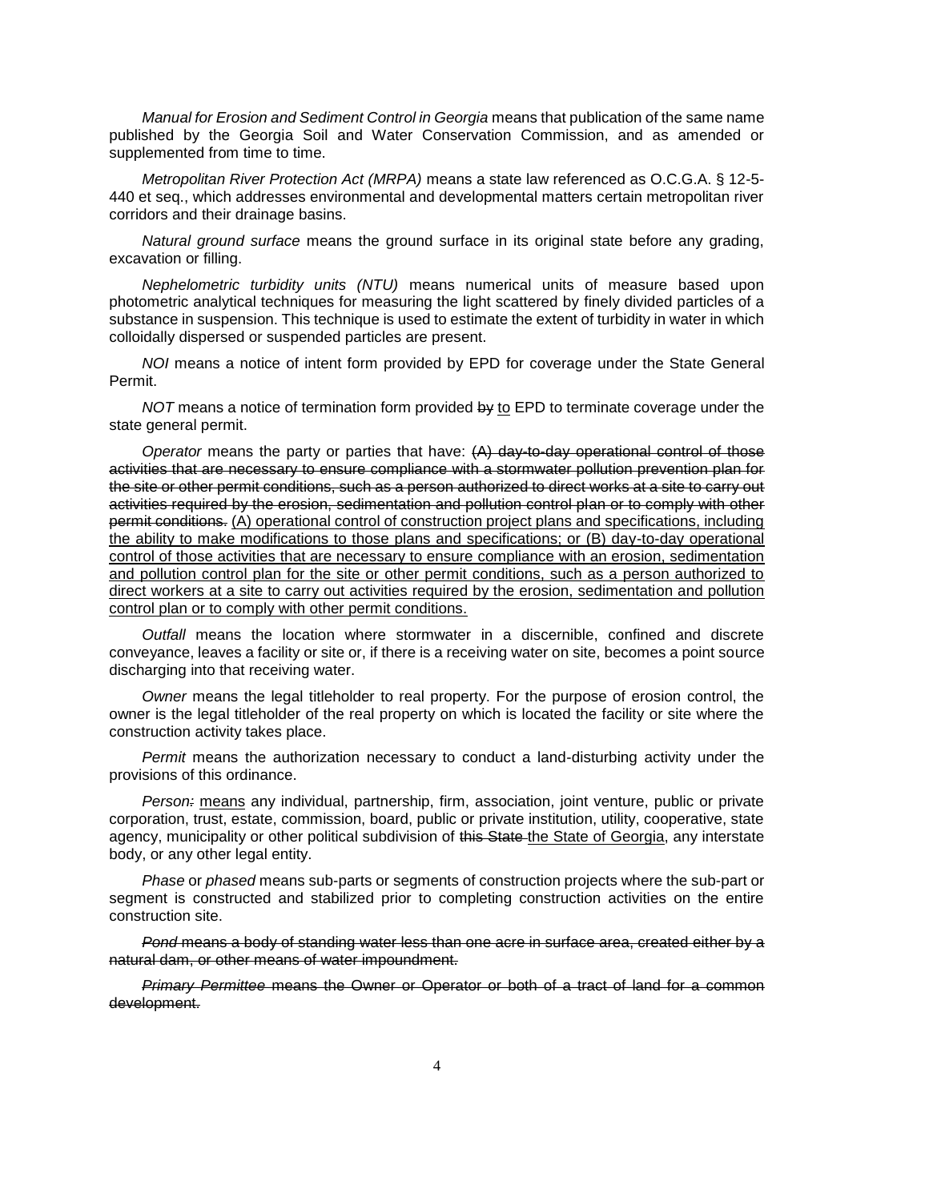*Manual for Erosion and Sediment Control in Georgia* means that publication of the same name published by the Georgia Soil and Water Conservation Commission, and as amended or supplemented from time to time.

*Metropolitan River Protection Act (MRPA)* means a state law referenced as O.C.G.A. § 12-5-440 et seq., which addresses environmental and developmental matters certain metropolitan river corridors and their drainage basins.

*Natural ground surface* means the ground surface in its original state before any grading, excavation or filling.

*Nephelometric turbidity units (NTU)* means numerical units of measure based upon photometric analytical techniques for measuring the light scattered by finely divided particles of a substance in suspension. This technique is used to estimate the extent of turbidity in water in which colloidally dispersed or suspended particles are present.

*NOI* means a notice of intent form provided by EPD for coverage under the State General Permit.

*NOT* means a notice of termination form provided ~~by~~ <u>to</u> EPD to terminate coverage under the state general permit.

*Operator* means the party or parties that have: ~~(A) day-to-day operational control of those activities that are necessary to ensure compliance with a stormwater pollution prevention plan for the site or other permit conditions, such as a person authorized to direct works at a site to carry out activities required by the erosion, sedimentation and pollution control plan or to comply with other permit conditions.~~ <u>(A) operational control of construction project plans and specifications, including the ability to make modifications to those plans and specifications; or (B) day-to-day operational control of those activities that are necessary to ensure compliance with an erosion, sedimentation and pollution control plan for the site or other permit conditions, such as a person authorized to direct workers at a site to carry out activities required by the erosion, sedimentation and pollution control plan or to comply with other permit conditions.</u>

*Outfall* means the location where stormwater in a discernible, confined and discrete conveyance, leaves a facility or site or, if there is a receiving water on site, becomes a point source discharging into that receiving water.

*Owner* means the legal titleholder to real property. For the purpose of erosion control, the owner is the legal titleholder of the real property on which is located the facility or site where the construction activity takes place.

*Permit* means the authorization necessary to conduct a land-disturbing activity under the provisions of this ordinance.

*Person~~:~~* <u>means</u> any individual, partnership, firm, association, joint venture, public or private corporation, trust, estate, commission, board, public or private institution, utility, cooperative, state agency, municipality or other political subdivision of ~~this State~~ <u>the State of Georgia</u>, any interstate body, or any other legal entity.

*Phase* or *phased* means sub-parts or segments of construction projects where the sub-part or segment is constructed and stabilized prior to completing construction activities on the entire construction site.

~~*Pond* means a body of standing water less than one acre in surface area, created either by a natural dam, or other means of water impoundment.~~

~~*Primary Permittee* means the Owner or Operator or both of a tract of land for a common development.~~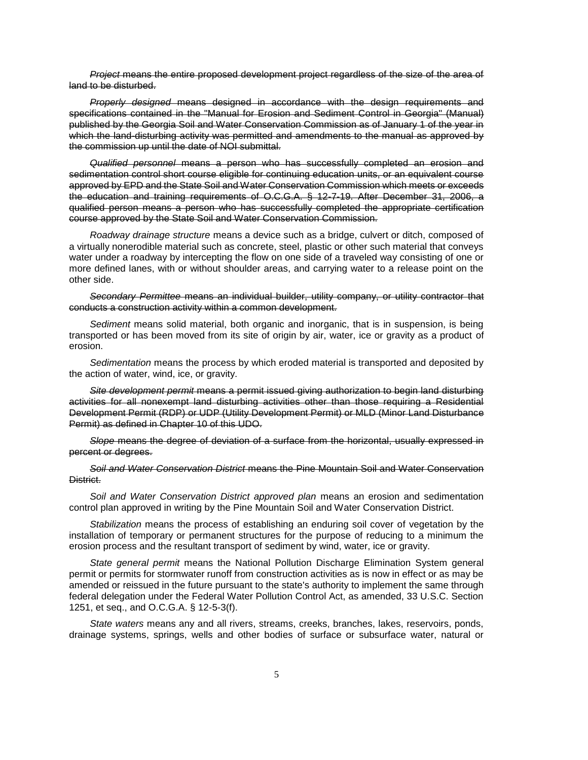~~*Project* means the entire proposed development project regardless of the size of the area of land to be disturbed.~~

~~*Properly designed* means designed in accordance with the design requirements and specifications contained in the "Manual for Erosion and Sediment Control in Georgia" (Manual) published by the Georgia Soil and Water Conservation Commission as of January 1 of the year in which the land-disturbing activity was permitted and amendments to the manual as approved by the commission up until the date of NOI submittal.~~

~~*Qualified personnel* means a person who has successfully completed an erosion and sedimentation control short course eligible for continuing education units, or an equivalent course approved by EPD and the State Soil and Water Conservation Commission which meets or exceeds the education and training requirements of O.C.G.A. § 12-7-19. After December 31, 2006, a qualified person means a person who has successfully completed the appropriate certification course approved by the State Soil and Water Conservation Commission.~~

*Roadway drainage structure* means a device such as a bridge, culvert or ditch, composed of a virtually nonerodible material such as concrete, steel, plastic or other such material that conveys water under a roadway by intercepting the flow on one side of a traveled way consisting of one or more defined lanes, with or without shoulder areas, and carrying water to a release point on the other side.

~~*Secondary Permittee* means an individual builder, utility company, or utility contractor that conducts a construction activity within a common development.~~

*Sediment* means solid material, both organic and inorganic, that is in suspension, is being transported or has been moved from its site of origin by air, water, ice or gravity as a product of erosion.

*Sedimentation* means the process by which eroded material is transported and deposited by the action of water, wind, ice, or gravity.

~~*Site development permit* means a permit issued giving authorization to begin land disturbing activities for all nonexempt land disturbing activities other than those requiring a Residential Development Permit (RDP) or UDP (Utility Development Permit) or MLD (Minor Land Disturbance Permit) as defined in Chapter 10 of this UDO.~~

~~*Slope* means the degree of deviation of a surface from the horizontal, usually expressed in percent or degrees.~~

~~*Soil and Water Conservation District* means the Pine Mountain Soil and Water Conservation District.~~

*Soil and Water Conservation District approved plan* means an erosion and sedimentation control plan approved in writing by the Pine Mountain Soil and Water Conservation District.

*Stabilization* means the process of establishing an enduring soil cover of vegetation by the installation of temporary or permanent structures for the purpose of reducing to a minimum the erosion process and the resultant transport of sediment by wind, water, ice or gravity.

*State general permit* means the National Pollution Discharge Elimination System general permit or permits for stormwater runoff from construction activities as is now in effect or as may be amended or reissued in the future pursuant to the state's authority to implement the same through federal delegation under the Federal Water Pollution Control Act, as amended, 33 U.S.C. Section 1251, et seq., and O.C.G.A. § 12-5-3(f).

*State waters* means any and all rivers, streams, creeks, branches, lakes, reservoirs, ponds, drainage systems, springs, wells and other bodies of surface or subsurface water, natural or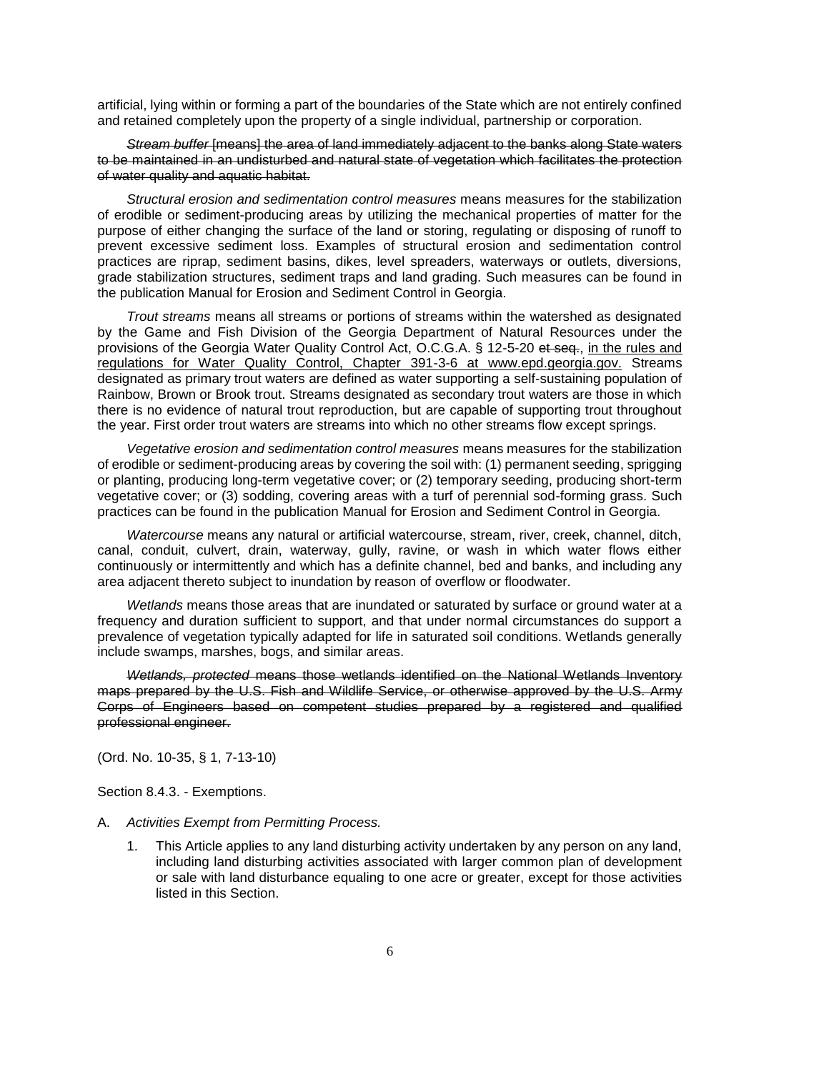artificial, lying within or forming a part of the boundaries of the State which are not entirely confined and retained completely upon the property of a single individual, partnership or corporation.

~~*Stream buffer* [means] the area of land immediately adjacent to the banks along State waters to be maintained in an undisturbed and natural state of vegetation which facilitates the protection of water quality and aquatic habitat.~~

*Structural erosion and sedimentation control measures* means measures for the stabilization of erodible or sediment-producing areas by utilizing the mechanical properties of matter for the purpose of either changing the surface of the land or storing, regulating or disposing of runoff to prevent excessive sediment loss. Examples of structural erosion and sedimentation control practices are riprap, sediment basins, dikes, level spreaders, waterways or outlets, diversions, grade stabilization structures, sediment traps and land grading. Such measures can be found in the publication Manual for Erosion and Sediment Control in Georgia.

*Trout streams* means all streams or portions of streams within the watershed as designated by the Game and Fish Division of the Georgia Department of Natural Resources under the provisions of the Georgia Water Quality Control Act, O.C.G.A. § 12-5-20 ~~et seq.~~, <u>in the rules and regulations for Water Quality Control, Chapter 391-3-6 at www.epd.georgia.gov.</u> Streams designated as primary trout waters are defined as water supporting a self-sustaining population of Rainbow, Brown or Brook trout. Streams designated as secondary trout waters are those in which there is no evidence of natural trout reproduction, but are capable of supporting trout throughout the year. First order trout waters are streams into which no other streams flow except springs.

*Vegetative erosion and sedimentation control measures* means measures for the stabilization of erodible or sediment-producing areas by covering the soil with: (1) permanent seeding, sprigging or planting, producing long-term vegetative cover; or (2) temporary seeding, producing short-term vegetative cover; or (3) sodding, covering areas with a turf of perennial sod-forming grass. Such practices can be found in the publication Manual for Erosion and Sediment Control in Georgia.

*Watercourse* means any natural or artificial watercourse, stream, river, creek, channel, ditch, canal, conduit, culvert, drain, waterway, gully, ravine, or wash in which water flows either continuously or intermittently and which has a definite channel, bed and banks, and including any area adjacent thereto subject to inundation by reason of overflow or floodwater.

*Wetlands* means those areas that are inundated or saturated by surface or ground water at a frequency and duration sufficient to support, and that under normal circumstances do support a prevalence of vegetation typically adapted for life in saturated soil conditions. Wetlands generally include swamps, marshes, bogs, and similar areas.

~~*Wetlands, protected* means those wetlands identified on the National Wetlands Inventory maps prepared by the U.S. Fish and Wildlife Service, or otherwise approved by the U.S. Army Corps of Engineers based on competent studies prepared by a registered and qualified professional engineer.~~

(Ord. No. 10-35, § 1, 7-13-10)

Section 8.4.3. - Exemptions.

A. *Activities Exempt from Permitting Process.*

   1. This Article applies to any land disturbing activity undertaken by any person on any land, including land disturbing activities associated with larger common plan of development or sale with land disturbance equaling to one acre or greater, except for those activities listed in this Section.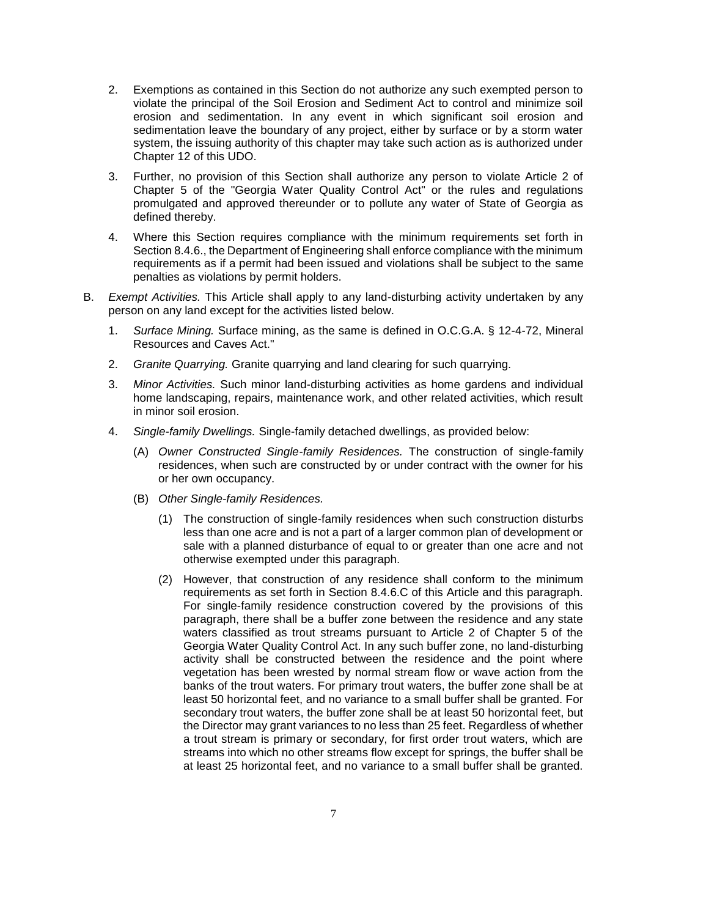2. Exemptions as contained in this Section do not authorize any such exempted person to violate the principal of the Soil Erosion and Sediment Act to control and minimize soil erosion and sedimentation. In any event in which significant soil erosion and sedimentation leave the boundary of any project, either by surface or by a storm water system, the issuing authority of this chapter may take such action as is authorized under Chapter 12 of this UDO.

3. Further, no provision of this Section shall authorize any person to violate Article 2 of Chapter 5 of the "Georgia Water Quality Control Act" or the rules and regulations promulgated and approved thereunder or to pollute any water of State of Georgia as defined thereby.

4. Where this Section requires compliance with the minimum requirements set forth in Section 8.4.6., the Department of Engineering shall enforce compliance with the minimum requirements as if a permit had been issued and violations shall be subject to the same penalties as violations by permit holders.

B. *Exempt Activities.* This Article shall apply to any land-disturbing activity undertaken by any person on any land except for the activities listed below.

1. *Surface Mining.* Surface mining, as the same is defined in O.C.G.A. § 12-4-72, Mineral Resources and Caves Act."

2. *Granite Quarrying.* Granite quarrying and land clearing for such quarrying.

3. *Minor Activities.* Such minor land-disturbing activities as home gardens and individual home landscaping, repairs, maintenance work, and other related activities, which result in minor soil erosion.

4. *Single-family Dwellings.* Single-family detached dwellings, as provided below:

(A) *Owner Constructed Single-family Residences.* The construction of single-family residences, when such are constructed by or under contract with the owner for his or her own occupancy.

(B) *Other Single-family Residences.*

(1) The construction of single-family residences when such construction disturbs less than one acre and is not a part of a larger common plan of development or sale with a planned disturbance of equal to or greater than one acre and not otherwise exempted under this paragraph.

(2) However, that construction of any residence shall conform to the minimum requirements as set forth in Section 8.4.6.C of this Article and this paragraph. For single-family residence construction covered by the provisions of this paragraph, there shall be a buffer zone between the residence and any state waters classified as trout streams pursuant to Article 2 of Chapter 5 of the Georgia Water Quality Control Act. In any such buffer zone, no land-disturbing activity shall be constructed between the residence and the point where vegetation has been wrested by normal stream flow or wave action from the banks of the trout waters. For primary trout waters, the buffer zone shall be at least 50 horizontal feet, and no variance to a small buffer shall be granted. For secondary trout waters, the buffer zone shall be at least 50 horizontal feet, but the Director may grant variances to no less than 25 feet. Regardless of whether a trout stream is primary or secondary, for first order trout waters, which are streams into which no other streams flow except for springs, the buffer shall be at least 25 horizontal feet, and no variance to a small buffer shall be granted.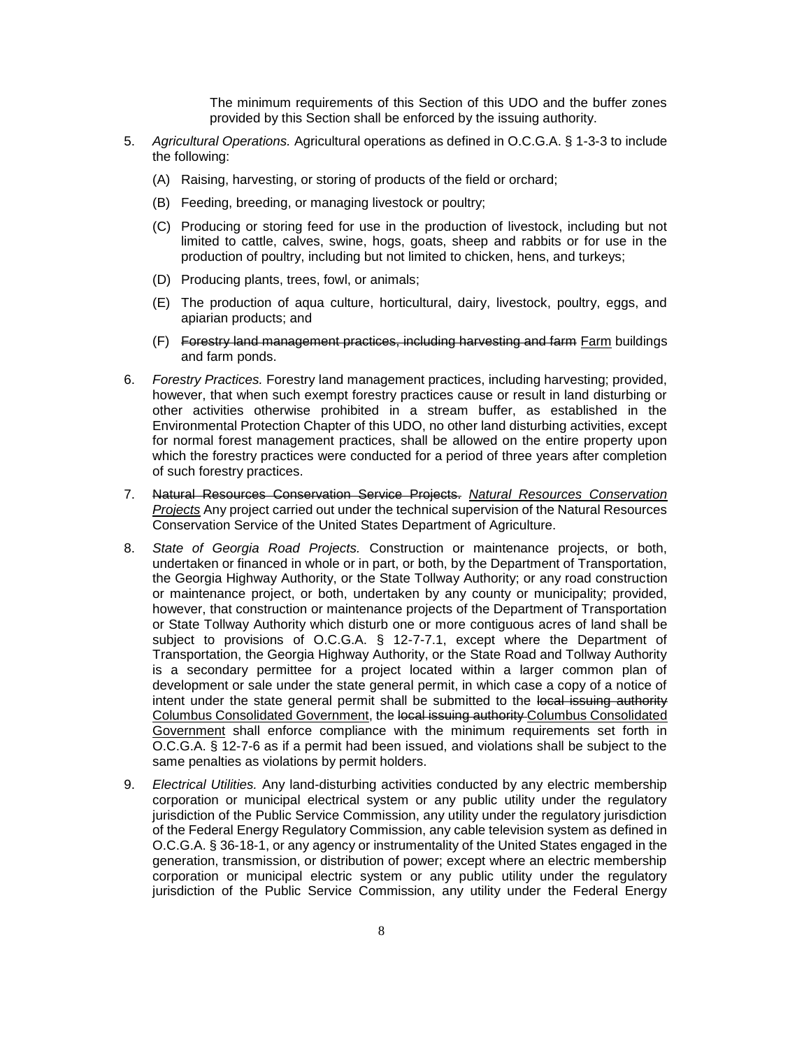The minimum requirements of this Section of this UDO and the buffer zones provided by this Section shall be enforced by the issuing authority.

5. *Agricultural Operations.* Agricultural operations as defined in O.C.G.A. § 1-3-3 to include the following:

   (A) Raising, harvesting, or storing of products of the field or orchard;

   (B) Feeding, breeding, or managing livestock or poultry;

   (C) Producing or storing feed for use in the production of livestock, including but not limited to cattle, calves, swine, hogs, goats, sheep and rabbits or for use in the production of poultry, including but not limited to chicken, hens, and turkeys;

   (D) Producing plants, trees, fowl, or animals;

   (E) The production of aqua culture, horticultural, dairy, livestock, poultry, eggs, and apiarian products; and

   (F) ~~Forestry land management practices, including harvesting and farm~~ <u>Farm</u> buildings and farm ponds.

6. *Forestry Practices.* Forestry land management practices, including harvesting; provided, however, that when such exempt forestry practices cause or result in land disturbing or other activities otherwise prohibited in a stream buffer, as established in the Environmental Protection Chapter of this UDO, no other land disturbing activities, except for normal forest management practices, shall be allowed on the entire property upon which the forestry practices were conducted for a period of three years after completion of such forestry practices.

7. ~~Natural Resources Conservation Service Projects.~~ <u>*Natural Resources Conservation Projects*</u> Any project carried out under the technical supervision of the Natural Resources Conservation Service of the United States Department of Agriculture.

8. *State of Georgia Road Projects.* Construction or maintenance projects, or both, undertaken or financed in whole or in part, or both, by the Department of Transportation, the Georgia Highway Authority, or the State Tollway Authority; or any road construction or maintenance project, or both, undertaken by any county or municipality; provided, however, that construction or maintenance projects of the Department of Transportation or State Tollway Authority which disturb one or more contiguous acres of land shall be subject to provisions of O.C.G.A. § 12-7-7.1, except where the Department of Transportation, the Georgia Highway Authority, or the State Road and Tollway Authority is a secondary permittee for a project located within a larger common plan of development or sale under the state general permit, in which case a copy of a notice of intent under the state general permit shall be submitted to the ~~local issuing authority~~ <u>Columbus Consolidated Government</u>, the ~~local issuing authority~~ <u>Columbus Consolidated Government</u> shall enforce compliance with the minimum requirements set forth in O.C.G.A. § 12-7-6 as if a permit had been issued, and violations shall be subject to the same penalties as violations by permit holders.

9. *Electrical Utilities.* Any land-disturbing activities conducted by any electric membership corporation or municipal electrical system or any public utility under the regulatory jurisdiction of the Public Service Commission, any utility under the regulatory jurisdiction of the Federal Energy Regulatory Commission, any cable television system as defined in O.C.G.A. § 36-18-1, or any agency or instrumentality of the United States engaged in the generation, transmission, or distribution of power; except where an electric membership corporation or municipal electric system or any public utility under the regulatory jurisdiction of the Public Service Commission, any utility under the Federal Energy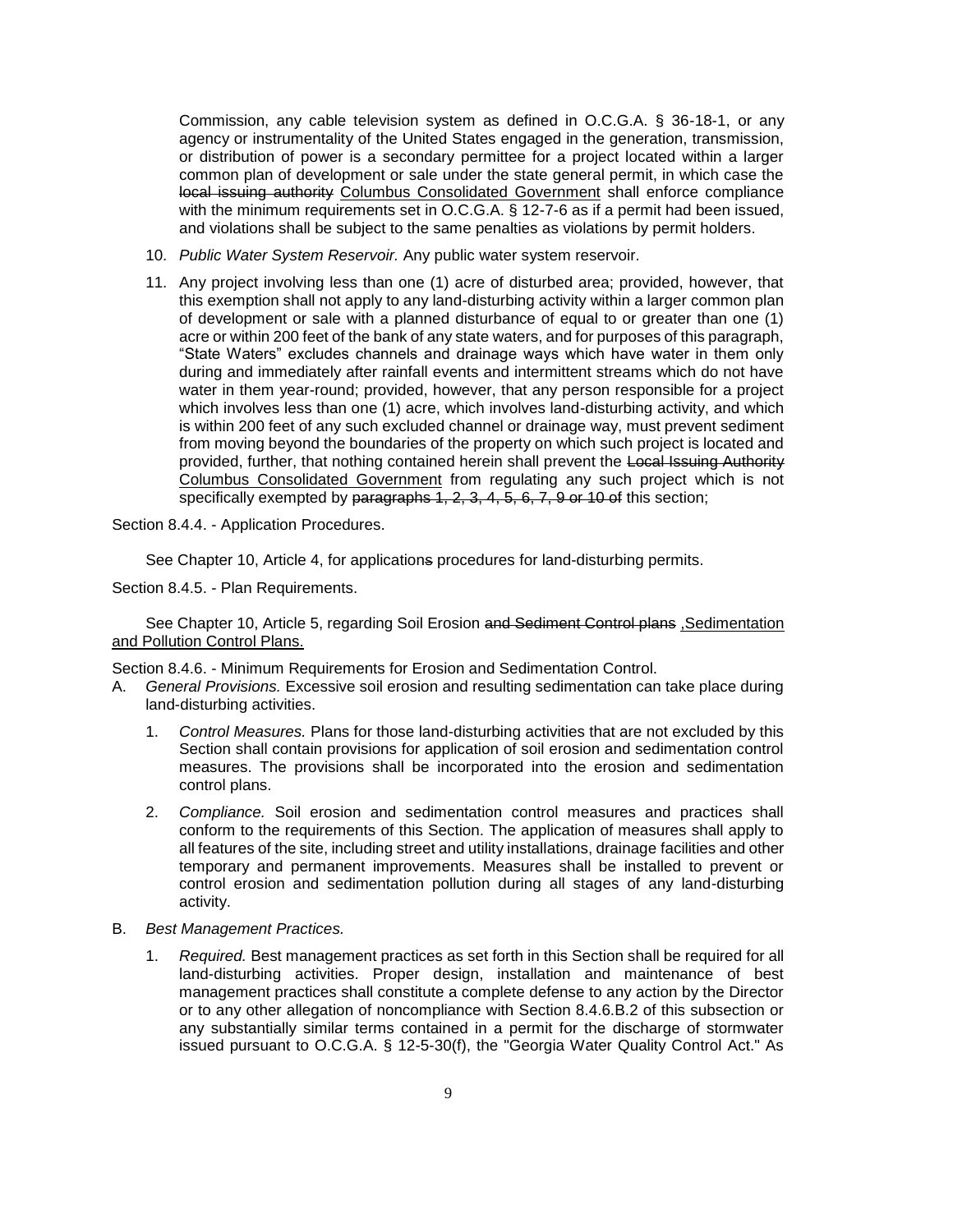Commission, any cable television system as defined in O.C.G.A. § 36-18-1, or any agency or instrumentality of the United States engaged in the generation, transmission, or distribution of power is a secondary permittee for a project located within a larger common plan of development or sale under the state general permit, in which case the ~~local issuing authority~~ <u>Columbus Consolidated Government</u> shall enforce compliance with the minimum requirements set in O.C.G.A. § 12-7-6 as if a permit had been issued, and violations shall be subject to the same penalties as violations by permit holders.

10. *Public Water System Reservoir.* Any public water system reservoir.

11. Any project involving less than one (1) acre of disturbed area; provided, however, that this exemption shall not apply to any land-disturbing activity within a larger common plan of development or sale with a planned disturbance of equal to or greater than one (1) acre or within 200 feet of the bank of any state waters, and for purposes of this paragraph, "State Waters" excludes channels and drainage ways which have water in them only during and immediately after rainfall events and intermittent streams which do not have water in them year-round; provided, however, that any person responsible for a project which involves less than one (1) acre, which involves land-disturbing activity, and which is within 200 feet of any such excluded channel or drainage way, must prevent sediment from moving beyond the boundaries of the property on which such project is located and provided, further, that nothing contained herein shall prevent the ~~Local Issuing Authority~~ <u>Columbus Consolidated Government</u> from regulating any such project which is not specifically exempted by ~~paragraphs 1, 2, 3, 4, 5, 6, 7, 9 or 10 of~~ this section;

Section 8.4.4. - Application Procedures.

See Chapter 10, Article 4, for application~~s~~ procedures for land-disturbing permits.

Section 8.4.5. - Plan Requirements.

See Chapter 10, Article 5, regarding Soil Erosion ~~and Sediment Control plans~~ <u>,Sedimentation and Pollution Control Plans.</u>

Section 8.4.6. - Minimum Requirements for Erosion and Sedimentation Control.

A. *General Provisions.* Excessive soil erosion and resulting sedimentation can take place during land-disturbing activities.

   1. *Control Measures.* Plans for those land-disturbing activities that are not excluded by this Section shall contain provisions for application of soil erosion and sedimentation control measures. The provisions shall be incorporated into the erosion and sedimentation control plans.

   2. *Compliance.* Soil erosion and sedimentation control measures and practices shall conform to the requirements of this Section. The application of measures shall apply to all features of the site, including street and utility installations, drainage facilities and other temporary and permanent improvements. Measures shall be installed to prevent or control erosion and sedimentation pollution during all stages of any land-disturbing activity.

B. *Best Management Practices.*

   1. *Required.* Best management practices as set forth in this Section shall be required for all land-disturbing activities. Proper design, installation and maintenance of best management practices shall constitute a complete defense to any action by the Director or to any other allegation of noncompliance with Section 8.4.6.B.2 of this subsection or any substantially similar terms contained in a permit for the discharge of stormwater issued pursuant to O.C.G.A. § 12-5-30(f), the "Georgia Water Quality Control Act." As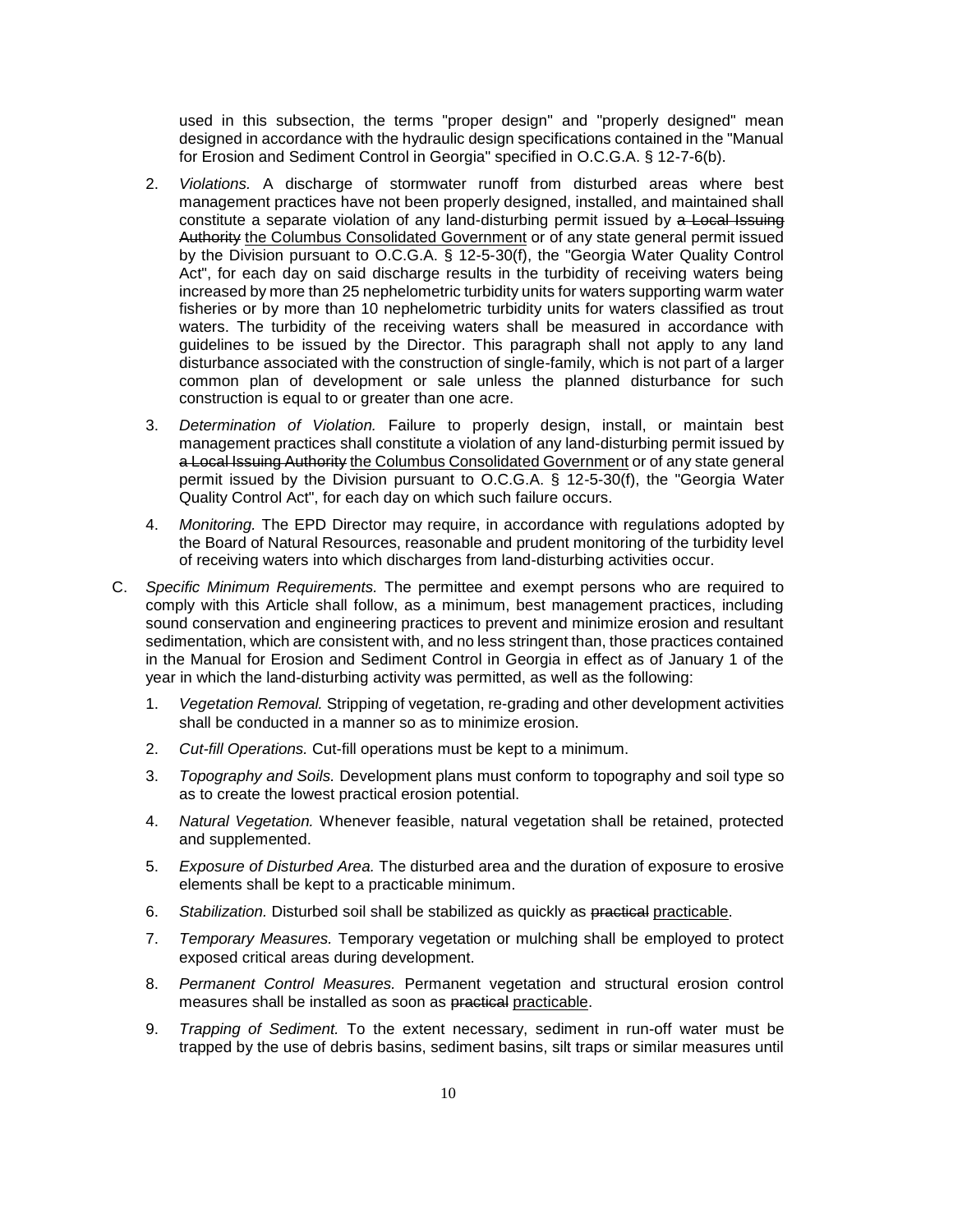used in this subsection, the terms "proper design" and "properly designed" mean designed in accordance with the hydraulic design specifications contained in the "Manual for Erosion and Sediment Control in Georgia" specified in O.C.G.A. § 12-7-6(b).

2. *Violations.* A discharge of stormwater runoff from disturbed areas where best management practices have not been properly designed, installed, and maintained shall constitute a separate violation of any land-disturbing permit issued by ~~a Local Issuing Authority~~ <u>the Columbus Consolidated Government</u> or of any state general permit issued by the Division pursuant to O.C.G.A. § 12-5-30(f), the "Georgia Water Quality Control Act", for each day on said discharge results in the turbidity of receiving waters being increased by more than 25 nephelometric turbidity units for waters supporting warm water fisheries or by more than 10 nephelometric turbidity units for waters classified as trout waters. The turbidity of the receiving waters shall be measured in accordance with guidelines to be issued by the Director. This paragraph shall not apply to any land disturbance associated with the construction of single-family, which is not part of a larger common plan of development or sale unless the planned disturbance for such construction is equal to or greater than one acre.

3. *Determination of Violation.* Failure to properly design, install, or maintain best management practices shall constitute a violation of any land-disturbing permit issued by ~~a Local Issuing Authority~~ <u>the Columbus Consolidated Government</u> or of any state general permit issued by the Division pursuant to O.C.G.A. § 12-5-30(f), the "Georgia Water Quality Control Act", for each day on which such failure occurs.

4. *Monitoring.* The EPD Director may require, in accordance with regulations adopted by the Board of Natural Resources, reasonable and prudent monitoring of the turbidity level of receiving waters into which discharges from land-disturbing activities occur.

C. *Specific Minimum Requirements.* The permittee and exempt persons who are required to comply with this Article shall follow, as a minimum, best management practices, including sound conservation and engineering practices to prevent and minimize erosion and resultant sedimentation, which are consistent with, and no less stringent than, those practices contained in the Manual for Erosion and Sediment Control in Georgia in effect as of January 1 of the year in which the land-disturbing activity was permitted, as well as the following:

1. *Vegetation Removal.* Stripping of vegetation, re-grading and other development activities shall be conducted in a manner so as to minimize erosion.

2. *Cut-fill Operations.* Cut-fill operations must be kept to a minimum.

3. *Topography and Soils.* Development plans must conform to topography and soil type so as to create the lowest practical erosion potential.

4. *Natural Vegetation.* Whenever feasible, natural vegetation shall be retained, protected and supplemented.

5. *Exposure of Disturbed Area.* The disturbed area and the duration of exposure to erosive elements shall be kept to a practicable minimum.

6. *Stabilization.* Disturbed soil shall be stabilized as quickly as ~~practical~~ <u>practicable</u>.

7. *Temporary Measures.* Temporary vegetation or mulching shall be employed to protect exposed critical areas during development.

8. *Permanent Control Measures.* Permanent vegetation and structural erosion control measures shall be installed as soon as ~~practical~~ <u>practicable</u>.

9. *Trapping of Sediment.* To the extent necessary, sediment in run-off water must be trapped by the use of debris basins, sediment basins, silt traps or similar measures until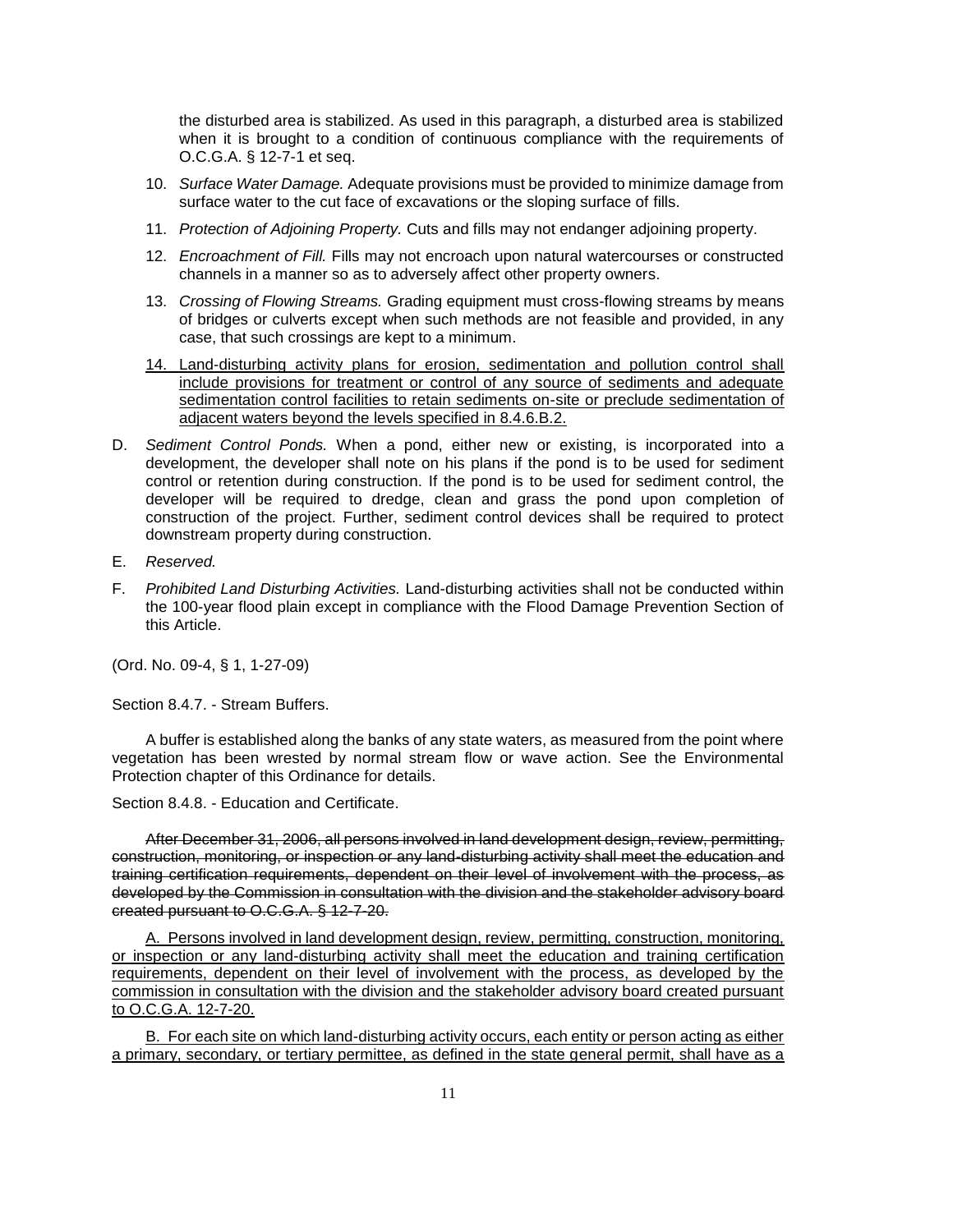the disturbed area is stabilized. As used in this paragraph, a disturbed area is stabilized when it is brought to a condition of continuous compliance with the requirements of O.C.G.A. § 12-7-1 et seq.

10. *Surface Water Damage.* Adequate provisions must be provided to minimize damage from surface water to the cut face of excavations or the sloping surface of fills.

11. *Protection of Adjoining Property.* Cuts and fills may not endanger adjoining property.

12. *Encroachment of Fill.* Fills may not encroach upon natural watercourses or constructed channels in a manner so as to adversely affect other property owners.

13. *Crossing of Flowing Streams.* Grading equipment must cross-flowing streams by means of bridges or culverts except when such methods are not feasible and provided, in any case, that such crossings are kept to a minimum.

14. <u>Land-disturbing activity plans for erosion, sedimentation and pollution control shall include provisions for treatment or control of any source of sediments and adequate sedimentation control facilities to retain sediments on-site or preclude sedimentation of adjacent waters beyond the levels specified in 8.4.6.B.2.</u>

D. *Sediment Control Ponds.* When a pond, either new or existing, is incorporated into a development, the developer shall note on his plans if the pond is to be used for sediment control or retention during construction. If the pond is to be used for sediment control, the developer will be required to dredge, clean and grass the pond upon completion of construction of the project. Further, sediment control devices shall be required to protect downstream property during construction.

E. *Reserved.*

F. *Prohibited Land Disturbing Activities.* Land-disturbing activities shall not be conducted within the 100-year flood plain except in compliance with the Flood Damage Prevention Section of this Article.

(Ord. No. 09-4, § 1, 1-27-09)

Section 8.4.7. - Stream Buffers.

A buffer is established along the banks of any state waters, as measured from the point where vegetation has been wrested by normal stream flow or wave action. See the Environmental Protection chapter of this Ordinance for details.

Section 8.4.8. - Education and Certificate.

~~After December 31, 2006, all persons involved in land development design, review, permitting, construction, monitoring, or inspection or any land-disturbing activity shall meet the education and training certification requirements, dependent on their level of involvement with the process, as developed by the Commission in consultation with the division and the stakeholder advisory board created pursuant to O.C.G.A. § 12-7-20.~~

<u>A. Persons involved in land development design, review, permitting, construction, monitoring, or inspection or any land-disturbing activity shall meet the education and training certification requirements, dependent on their level of involvement with the process, as developed by the commission in consultation with the division and the stakeholder advisory board created pursuant to O.C.G.A. 12-7-20.</u>

<u>B. For each site on which land-disturbing activity occurs, each entity or person acting as either a primary, secondary, or tertiary permittee, as defined in the state general permit, shall have as a</u>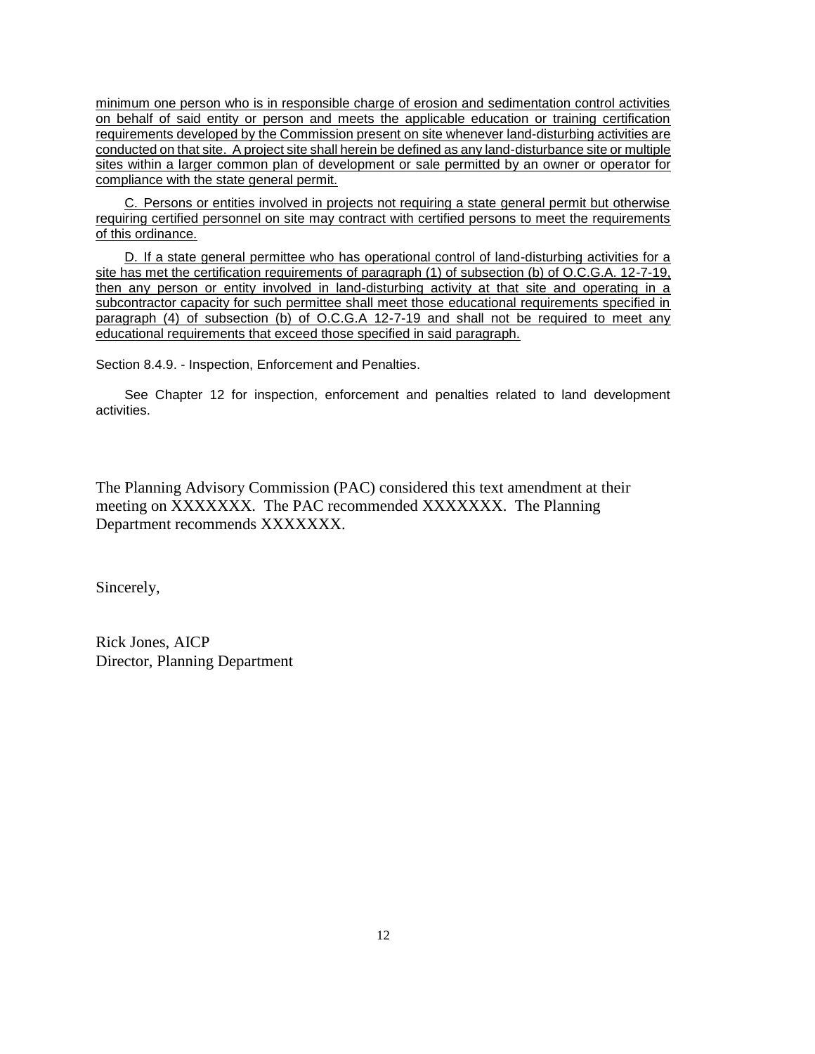minimum one person who is in responsible charge of erosion and sedimentation control activities on behalf of said entity or person and meets the applicable education or training certification requirements developed by the Commission present on site whenever land-disturbing activities are conducted on that site. A project site shall herein be defined as any land-disturbance site or multiple sites within a larger common plan of development or sale permitted by an owner or operator for compliance with the state general permit.

C. Persons or entities involved in projects not requiring a state general permit but otherwise requiring certified personnel on site may contract with certified persons to meet the requirements of this ordinance.

D. If a state general permittee who has operational control of land-disturbing activities for a site has met the certification requirements of paragraph (1) of subsection (b) of O.C.G.A. 12-7-19, then any person or entity involved in land-disturbing activity at that site and operating in a subcontractor capacity for such permittee shall meet those educational requirements specified in paragraph (4) of subsection (b) of O.C.G.A 12-7-19 and shall not be required to meet any educational requirements that exceed those specified in said paragraph.

Section 8.4.9. - Inspection, Enforcement and Penalties.

See Chapter 12 for inspection, enforcement and penalties related to land development activities.

The Planning Advisory Commission (PAC) considered this text amendment at their meeting on XXXXXXX. The PAC recommended XXXXXXX. The Planning Department recommends XXXXXXX.

Sincerely,

Rick Jones, AICP
Director, Planning Department